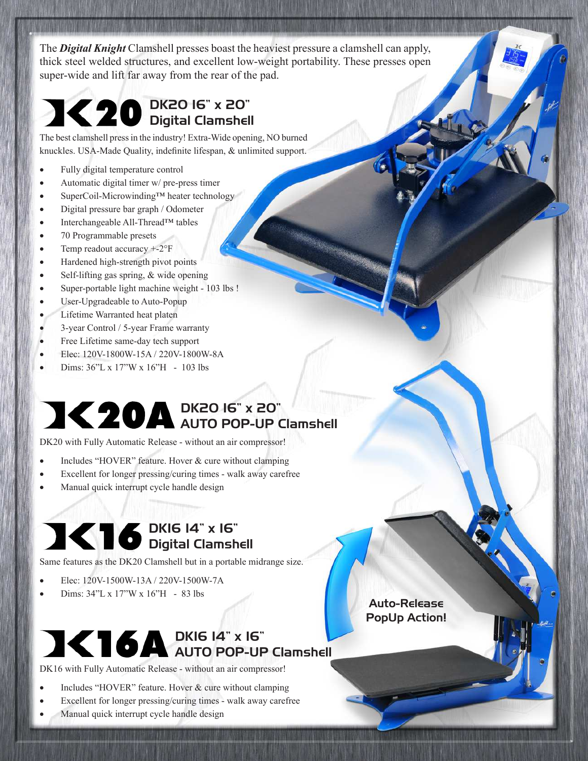The ***Digital Knight*** Clamshell presses boast the heaviest pressure a clamshell can apply, thick steel welded structures, and excellent low-weight portability. These presses open super-wide and lift far away from the rear of the pad.

## DK20 — DK20 16" x 20" Digital Clamshell

The best clamshell press in the industry! Extra-Wide opening, NO burned knuckles. USA-Made Quality, indefinite lifespan, & unlimited support.

- Fully digital temperature control
- Automatic digital timer w/ pre-press timer
- SuperCoil-Microwinding™ heater technology
- Digital pressure bar graph / Odometer
- Interchangeable All-Thread™ tables
- 70 Programmable presets
- Temp readout accuracy +-2°F
- Hardened high-strength pivot points
- Self-lifting gas spring, & wide opening
- Super-portable light machine weight - 103 lbs !
- User-Upgradeable to Auto-Popup
- Lifetime Warranted heat platen
- 3-year Control / 5-year Frame warranty
- Free Lifetime same-day tech support
- Elec: 120V-1800W-15A / 220V-1800W-8A
- Dims: 36"L x 17"W x 16"H - 103 lbs

## DK20A — DK20 16" x 20" AUTO POP-UP Clamshell

DK20 with Fully Automatic Release - without an air compressor!

- Includes "HOVER" feature. Hover & cure without clamping
- Excellent for longer pressing/curing times - walk away carefree
- Manual quick interrupt cycle handle design

## DK16 — DK16 14" x 16" Digital Clamshell

Same features as the DK20 Clamshell but in a portable midrange size.

- Elec: 120V-1500W-13A / 220V-1500W-7A
- Dims: 34"L x 17"W x 16"H - 83 lbs

**Auto-Release PopUp Action!**

## DK16A — DK16 14" x 16" AUTO POP-UP Clamshell

DK16 with Fully Automatic Release - without an air compressor!

- Includes "HOVER" feature. Hover & cure without clamping
- Excellent for longer pressing/curing times - walk away carefree
- Manual quick interrupt cycle handle design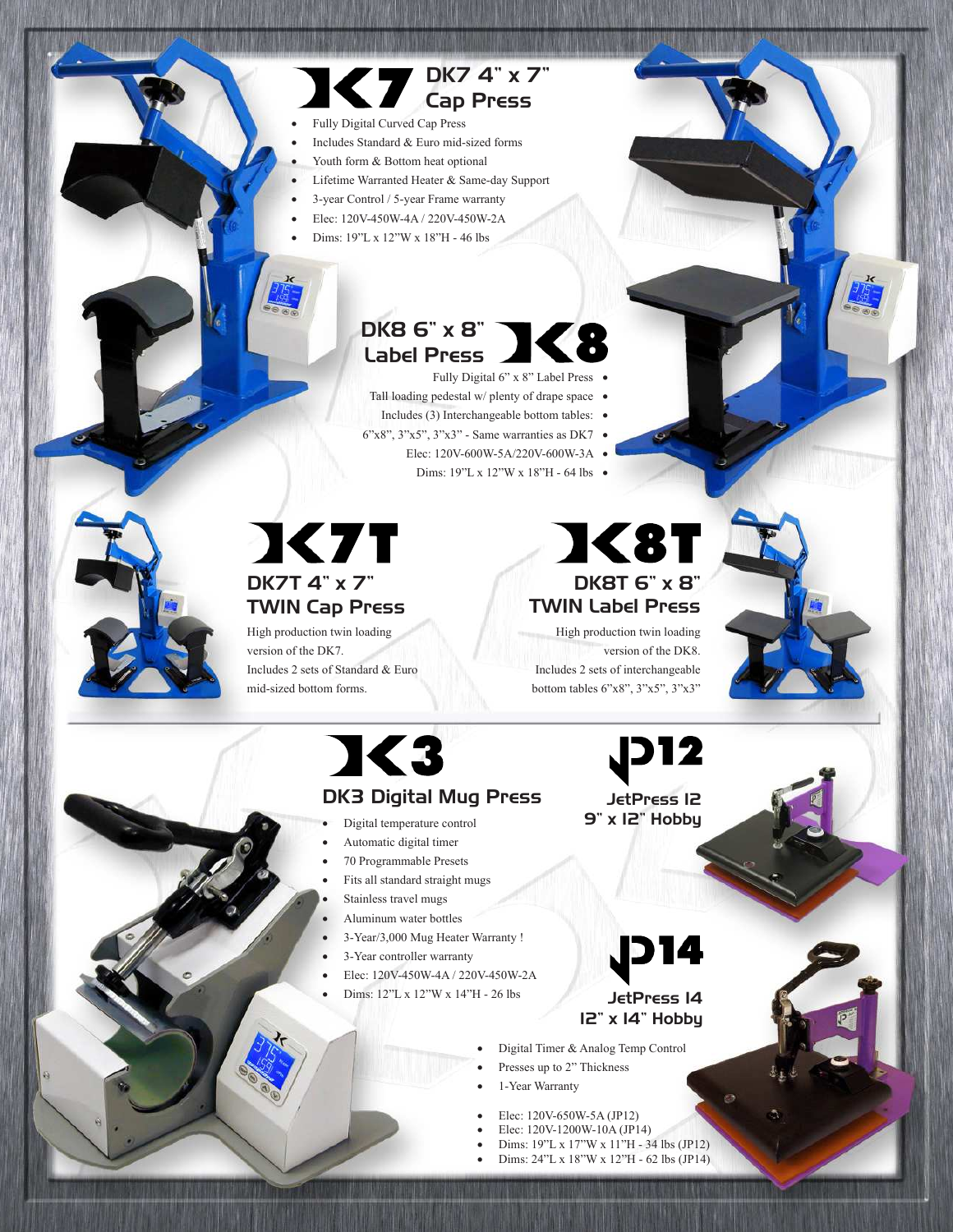## DK7 4" x 7" Cap Press

- Fully Digital Curved Cap Press
- Includes Standard & Euro mid-sized forms
- Youth form & Bottom heat optional
- Lifetime Warranted Heater & Same-day Support
- 3-year Control / 5-year Frame warranty
- Elec: 120V-450W-4A / 220V-450W-2A
- Dims: 19"L x 12"W x 18"H - 46 lbs

## DK8 6" x 8" Label Press

- Fully Digital 6" x 8" Label Press
- Tall loading pedestal w/ plenty of drape space
- Includes (3) Interchangeable bottom tables:
- 6"x8", 3"x5", 3"x3" - Same warranties as DK7
- Elec: 120V-600W-5A/220V-600W-3A
- Dims: 19"L x 12"W x 18"H - 64 lbs

## DK7T 4" x 7" TWIN Cap Press

High production twin loading version of the DK7. Includes 2 sets of Standard & Euro mid-sized bottom forms.

## DK8T 6" x 8" TWIN Label Press

High production twin loading version of the DK8. Includes 2 sets of interchangeable bottom tables 6"x8", 3"x5", 3"x3"

## DK3 Digital Mug Press

- Digital temperature control
- Automatic digital timer
- 70 Programmable Presets
- Fits all standard straight mugs
- Stainless travel mugs
- Aluminum water bottles
- 3-Year/3,000 Mug Heater Warranty !
- 3-Year controller warranty
- Elec: 120V-450W-4A / 220V-450W-2A
- Dims: 12"L x 12"W x 14"H - 26 lbs

## JetPress 12 9" x 12" Hobby

## JetPress 14 12" x 14" Hobby

- Digital Timer & Analog Temp Control
- Presses up to 2" Thickness
- 1-Year Warranty

- Elec: 120V-650W-5A (JP12)
- Elec: 120V-1200W-10A (JP14)
- Dims: 19"L x 17"W x 11"H - 34 lbs (JP12)
- Dims: 24"L x 18"W x 12"H - 62 lbs (JP14)